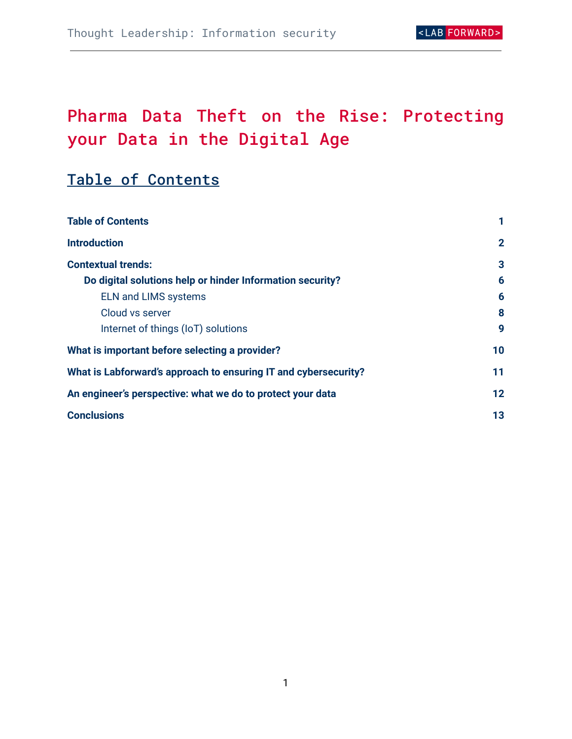# Pharma Data Theft on the Rise: Protecting your Data in the Digital Age

## Table of Contents

| | |
|---|---|
| **Table of Contents** | **1** |
| **Introduction** | **2** |
| **Contextual trends:** | **3** |
| **Do digital solutions help or hinder Information security?** | **6** |
| ELN and LIMS systems | **6** |
| Cloud vs server | **8** |
| Internet of things (IoT) solutions | **9** |
| **What is important before selecting a provider?** | **10** |
| **What is Labforward's approach to ensuring IT and cybersecurity?** | **11** |
| **An engineer's perspective: what we do to protect your data** | **12** |
| **Conclusions** | **13** |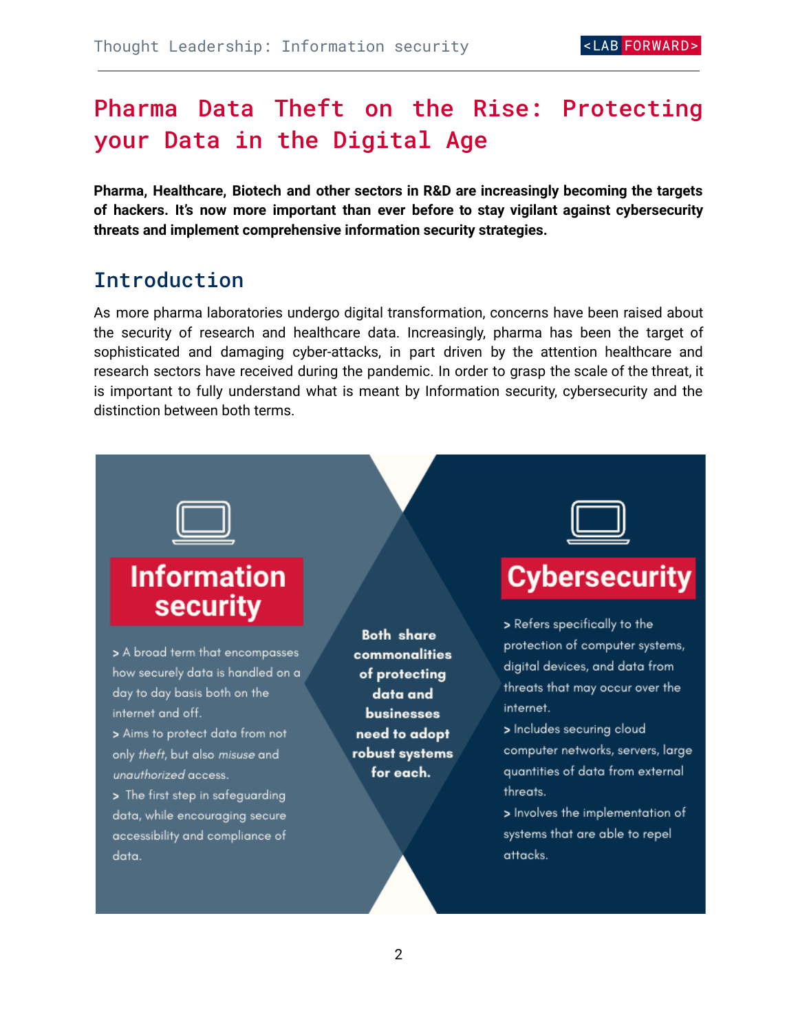# Pharma Data Theft on the Rise: Protecting your Data in the Digital Age

**Pharma, Healthcare, Biotech and other sectors in R&D are increasingly becoming the targets of hackers. It's now more important than ever before to stay vigilant against cybersecurity threats and implement comprehensive information security strategies.**

## Introduction

As more pharma laboratories undergo digital transformation, concerns have been raised about the security of research and healthcare data. Increasingly, pharma has been the target of sophisticated and damaging cyber-attacks, in part driven by the attention healthcare and research sectors have received during the pandemic. In order to grasp the scale of the threat, it is important to fully understand what is meant by Information security, cybersecurity and the distinction between both terms.

### Information security

- A broad term that encompasses how securely data is handled on a day to day basis both on the internet and off.
- Aims to protect data from not only *theft*, but also *misuse* and *unauthorized* access.
- The first step in safeguarding data, while encouraging secure accessibility and compliance of data.

**Both share commonalities of protecting data and businesses need to adopt robust systems for each.**

### Cybersecurity

- Refers specifically to the protection of computer systems, digital devices, and data from threats that may occur over the internet.
- Includes securing cloud computer networks, servers, large quantities of data from external threats.
- Involves the implementation of systems that are able to repel attacks.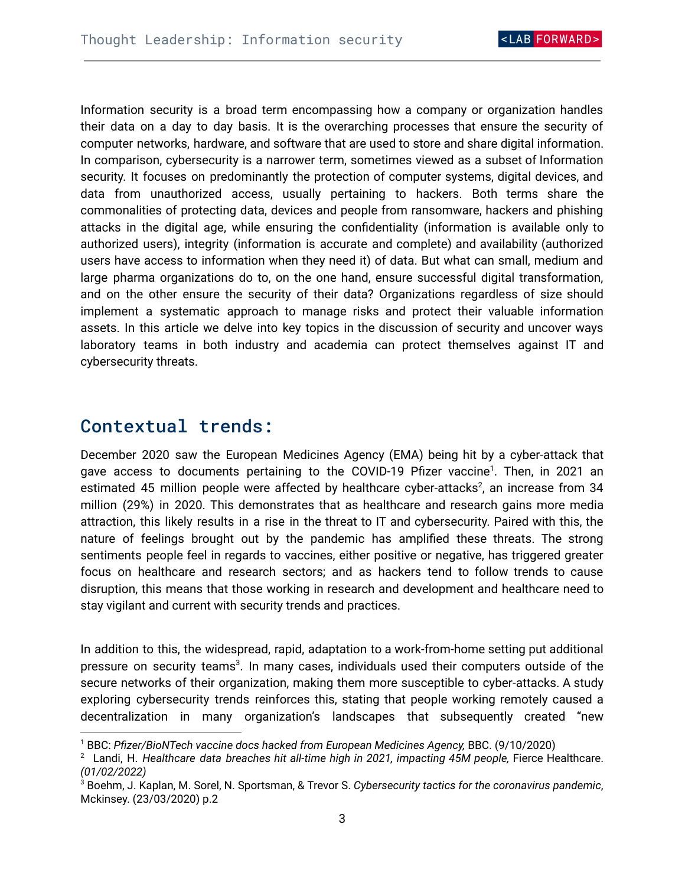Information security is a broad term encompassing how a company or organization handles their data on a day to day basis. It is the overarching processes that ensure the security of computer networks, hardware, and software that are used to store and share digital information. In comparison, cybersecurity is a narrower term, sometimes viewed as a subset of Information security. It focuses on predominantly the protection of computer systems, digital devices, and data from unauthorized access, usually pertaining to hackers. Both terms share the commonalities of protecting data, devices and people from ransomware, hackers and phishing attacks in the digital age, while ensuring the confidentiality (information is available only to authorized users), integrity (information is accurate and complete) and availability (authorized users have access to information when they need it) of data. But what can small, medium and large pharma organizations do to, on the one hand, ensure successful digital transformation, and on the other ensure the security of their data? Organizations regardless of size should implement a systematic approach to manage risks and protect their valuable information assets. In this article we delve into key topics in the discussion of security and uncover ways laboratory teams in both industry and academia can protect themselves against IT and cybersecurity threats.

## Contextual trends:

December 2020 saw the European Medicines Agency (EMA) being hit by a cyber-attack that gave access to documents pertaining to the COVID-19 Pfizer vaccine[1]. Then, in 2021 an estimated 45 million people were affected by healthcare cyber-attacks[2], an increase from 34 million (29%) in 2020. This demonstrates that as healthcare and research gains more media attraction, this likely results in a rise in the threat to IT and cybersecurity. Paired with this, the nature of feelings brought out by the pandemic has amplified these threats. The strong sentiments people feel in regards to vaccines, either positive or negative, has triggered greater focus on healthcare and research sectors; and as hackers tend to follow trends to cause disruption, this means that those working in research and development and healthcare need to stay vigilant and current with security trends and practices.

In addition to this, the widespread, rapid, adaptation to a work-from-home setting put additional pressure on security teams[3]. In many cases, individuals used their computers outside of the secure networks of their organization, making them more susceptible to cyber-attacks. A study exploring cybersecurity trends reinforces this, stating that people working remotely caused a decentralization in many organization's landscapes that subsequently created "new

---

[1] BBC: *Pfizer/BioNTech vaccine docs hacked from European Medicines Agency,* BBC. (9/10/2020)

[2] Landi, H. *Healthcare data breaches hit all-time high in 2021, impacting 45M people,* Fierce Healthcare. *(01/02/2022)*

[3] Boehm, J. Kaplan, M. Sorel, N. Sportsman, & Trevor S. *Cybersecurity tactics for the coronavirus pandemic*, Mckinsey. (23/03/2020) p.2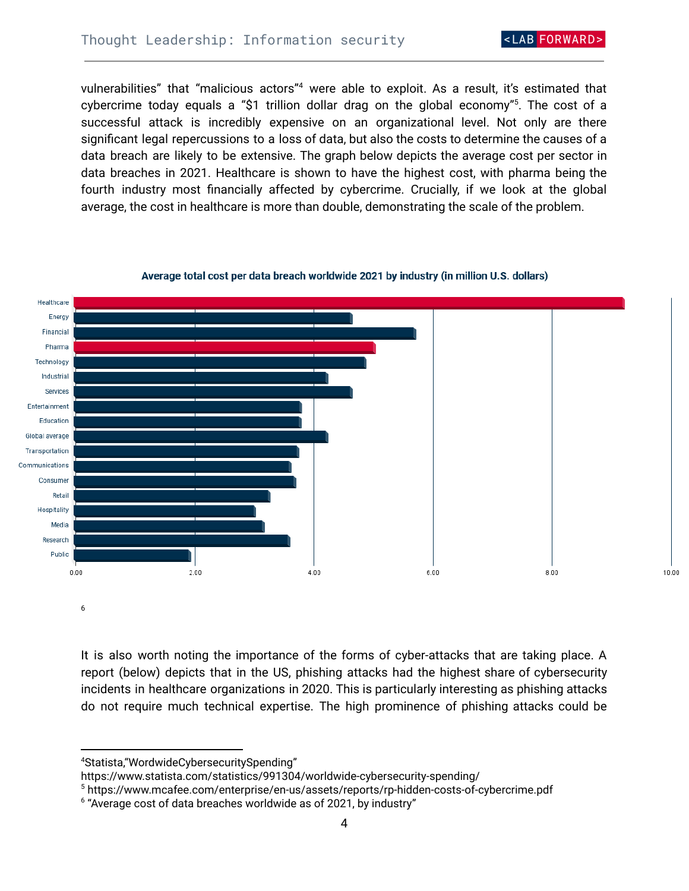vulnerabilities" that "malicious actors"[4] were able to exploit. As a result, it's estimated that cybercrime today equals a "$1 trillion dollar drag on the global economy"[5]. The cost of a successful attack is incredibly expensive on an organizational level. Not only are there significant legal repercussions to a loss of data, but also the costs to determine the causes of a data breach are likely to be extensive. The graph below depicts the average cost per sector in data breaches in 2021. Healthcare is shown to have the highest cost, with pharma being the fourth industry most financially affected by cybercrime. Crucially, if we look at the global average, the cost in healthcare is more than double, demonstrating the scale of the problem.

**Average total cost per data breach worldwide 2021 by industry (in million U.S. dollars)**

Healthcare, Energy, Financial, Pharma, Technology, Industrial, Services, Entertainment, Education, Global average, Transportation, Communications, Consumer, Retail, Hospitality, Media, Research, Public

0.00, 2.00, 4.00, 6.00, 8.00, 10.00

6

It is also worth noting the importance of the forms of cyber-attacks that are taking place. A report (below) depicts that in the US, phishing attacks had the highest share of cybersecurity incidents in healthcare organizations in 2020. This is particularly interesting as phishing attacks do not require much technical expertise. The high prominence of phishing attacks could be

---

[4] Statista,"WordwideCybersecuritySpending" https://www.statista.com/statistics/991304/worldwide-cybersecurity-spending/

[5] https://www.mcafee.com/enterprise/en-us/assets/reports/rp-hidden-costs-of-cybercrime.pdf

[6] "Average cost of data breaches worldwide as of 2021, by industry"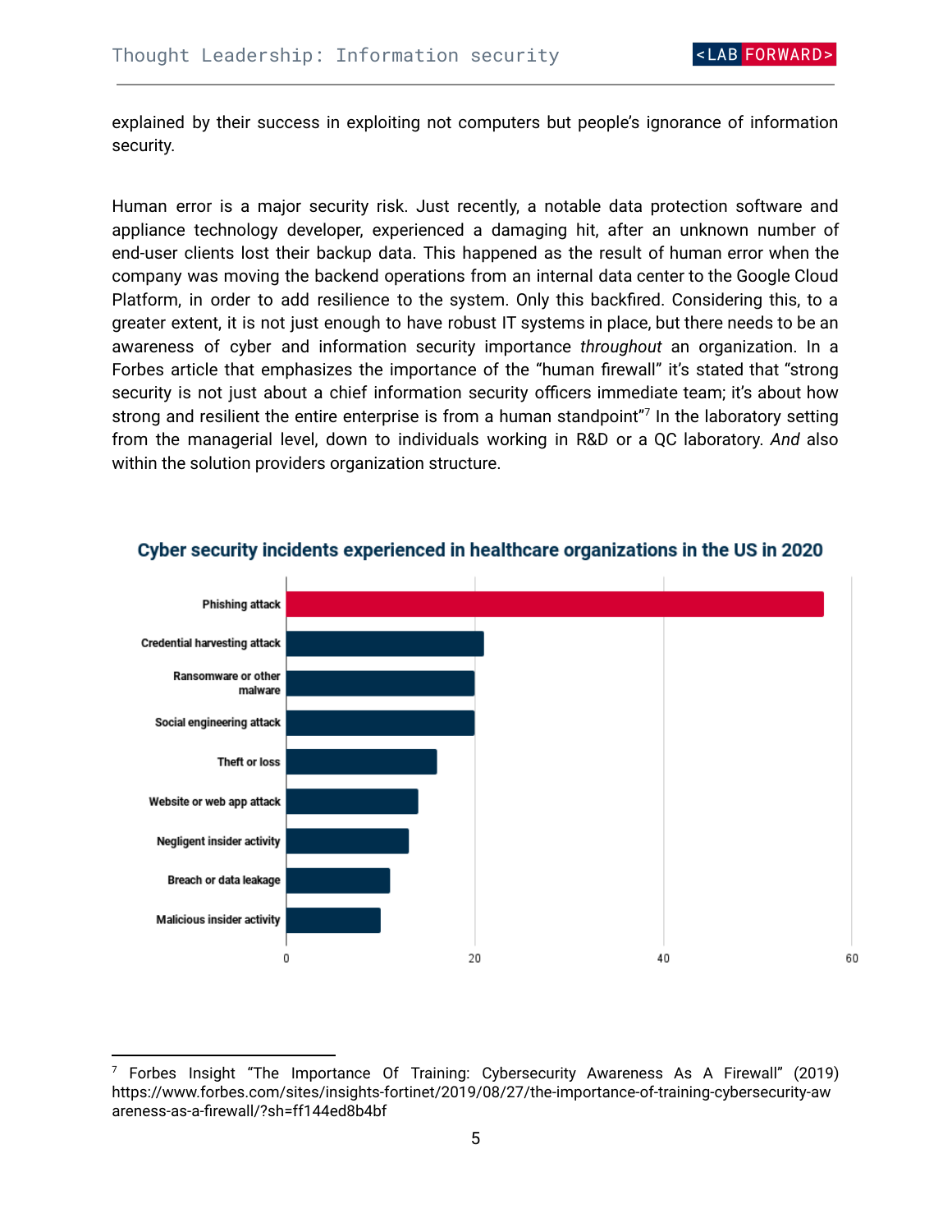explained by their success in exploiting not computers but people's ignorance of information security.

Human error is a major security risk. Just recently, a notable data protection software and appliance technology developer, experienced a damaging hit, after an unknown number of end-user clients lost their backup data. This happened as the result of human error when the company was moving the backend operations from an internal data center to the Google Cloud Platform, in order to add resilience to the system. Only this backfired. Considering this, to a greater extent, it is not just enough to have robust IT systems in place, but there needs to be an awareness of cyber and information security importance *throughout* an organization. In a Forbes article that emphasizes the importance of the "human firewall" it's stated that "strong security is not just about a chief information security officers immediate team; it's about how strong and resilient the entire enterprise is from a human standpoint"[7] In the laboratory setting from the managerial level, down to individuals working in R&D or a QC laboratory. *And* also within the solution providers organization structure.

**Cyber security incidents experienced in healthcare organizations in the US in 2020**

| Incident type | Value (approx.) |
|---|---|
| Phishing attack | 57 |
| Credential harvesting attack | 21 |
| Ransomware or other malware | 20 |
| Social engineering attack | 20 |
| Theft or loss | 16 |
| Website or web app attack | 14 |
| Negligent insider activity | 13 |
| Breach or data leakage | 11 |
| Malicious insider activity | 10 |

---

[7] Forbes Insight "The Importance Of Training: Cybersecurity Awareness As A Firewall" (2019) https://www.forbes.com/sites/insights-fortinet/2019/08/27/the-importance-of-training-cybersecurity-awareness-as-a-firewall/?sh=ff144ed8b4bf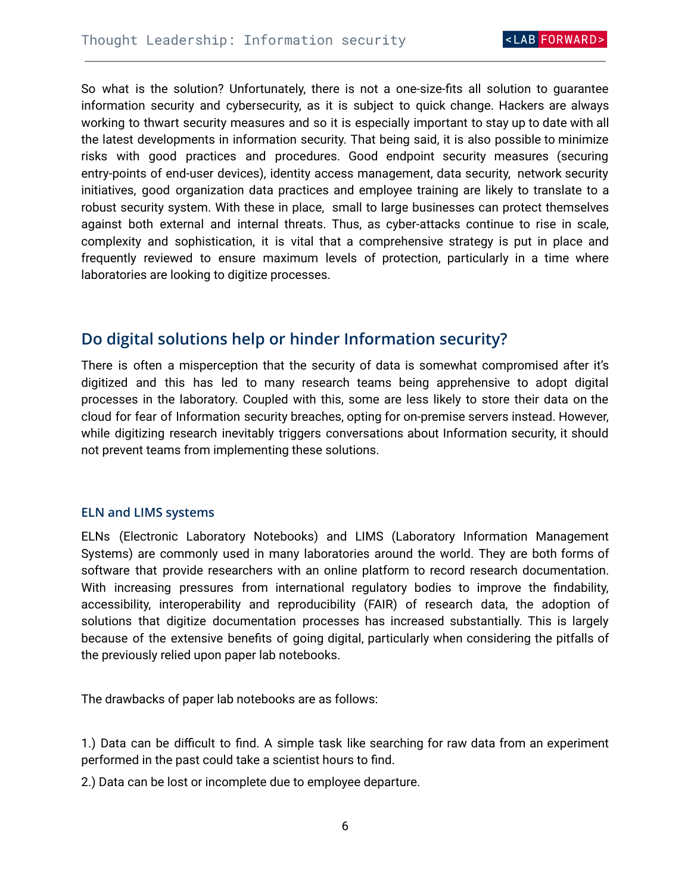So what is the solution? Unfortunately, there is not a one-size-fits all solution to guarantee information security and cybersecurity, as it is subject to quick change. Hackers are always working to thwart security measures and so it is especially important to stay up to date with all the latest developments in information security. That being said, it is also possible to minimize risks with good practices and procedures. Good endpoint security measures (securing entry-points of end-user devices), identity access management, data security, network security initiatives, good organization data practices and employee training are likely to translate to a robust security system. With these in place, small to large businesses can protect themselves against both external and internal threats. Thus, as cyber-attacks continue to rise in scale, complexity and sophistication, it is vital that a comprehensive strategy is put in place and frequently reviewed to ensure maximum levels of protection, particularly in a time where laboratories are looking to digitize processes.

## Do digital solutions help or hinder Information security?

There is often a misperception that the security of data is somewhat compromised after it's digitized and this has led to many research teams being apprehensive to adopt digital processes in the laboratory. Coupled with this, some are less likely to store their data on the cloud for fear of Information security breaches, opting for on-premise servers instead. However, while digitizing research inevitably triggers conversations about Information security, it should not prevent teams from implementing these solutions.

### ELN and LIMS systems

ELNs (Electronic Laboratory Notebooks) and LIMS (Laboratory Information Management Systems) are commonly used in many laboratories around the world. They are both forms of software that provide researchers with an online platform to record research documentation. With increasing pressures from international regulatory bodies to improve the findability, accessibility, interoperability and reproducibility (FAIR) of research data, the adoption of solutions that digitize documentation processes has increased substantially. This is largely because of the extensive benefits of going digital, particularly when considering the pitfalls of the previously relied upon paper lab notebooks.

The drawbacks of paper lab notebooks are as follows:

1.) Data can be difficult to find. A simple task like searching for raw data from an experiment performed in the past could take a scientist hours to find.

2.) Data can be lost or incomplete due to employee departure.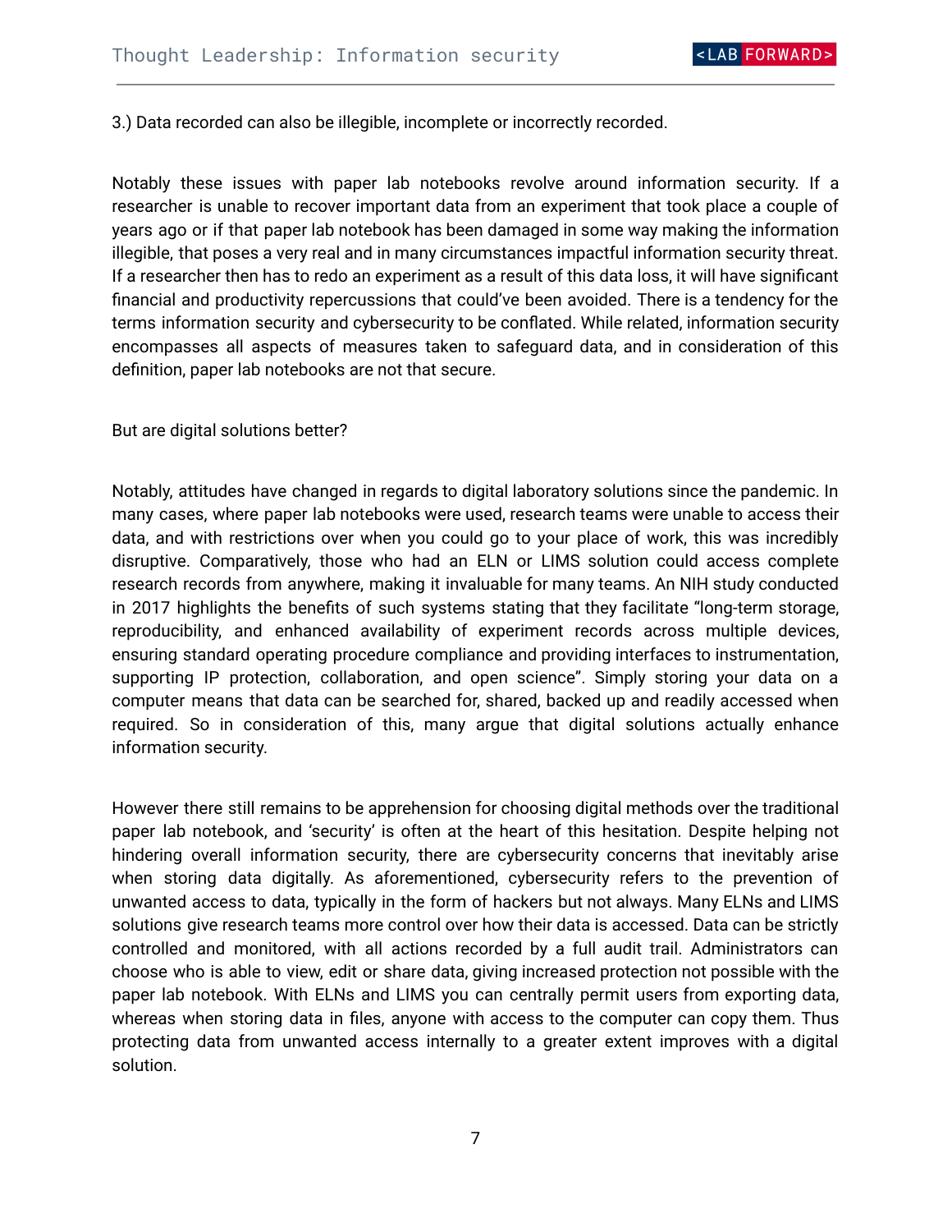3.) Data recorded can also be illegible, incomplete or incorrectly recorded.

Notably these issues with paper lab notebooks revolve around information security. If a researcher is unable to recover important data from an experiment that took place a couple of years ago or if that paper lab notebook has been damaged in some way making the information illegible, that poses a very real and in many circumstances impactful information security threat. If a researcher then has to redo an experiment as a result of this data loss, it will have significant financial and productivity repercussions that could've been avoided. There is a tendency for the terms information security and cybersecurity to be conflated. While related, information security encompasses all aspects of measures taken to safeguard data, and in consideration of this definition, paper lab notebooks are not that secure.

But are digital solutions better?

Notably, attitudes have changed in regards to digital laboratory solutions since the pandemic. In many cases, where paper lab notebooks were used, research teams were unable to access their data, and with restrictions over when you could go to your place of work, this was incredibly disruptive. Comparatively, those who had an ELN or LIMS solution could access complete research records from anywhere, making it invaluable for many teams. An NIH study conducted in 2017 highlights the benefits of such systems stating that they facilitate "long-term storage, reproducibility, and enhanced availability of experiment records across multiple devices, ensuring standard operating procedure compliance and providing interfaces to instrumentation, supporting IP protection, collaboration, and open science". Simply storing your data on a computer means that data can be searched for, shared, backed up and readily accessed when required. So in consideration of this, many argue that digital solutions actually enhance information security.

However there still remains to be apprehension for choosing digital methods over the traditional paper lab notebook, and 'security' is often at the heart of this hesitation. Despite helping not hindering overall information security, there are cybersecurity concerns that inevitably arise when storing data digitally. As aforementioned, cybersecurity refers to the prevention of unwanted access to data, typically in the form of hackers but not always. Many ELNs and LIMS solutions give research teams more control over how their data is accessed. Data can be strictly controlled and monitored, with all actions recorded by a full audit trail. Administrators can choose who is able to view, edit or share data, giving increased protection not possible with the paper lab notebook. With ELNs and LIMS you can centrally permit users from exporting data, whereas when storing data in files, anyone with access to the computer can copy them. Thus protecting data from unwanted access internally to a greater extent improves with a digital solution.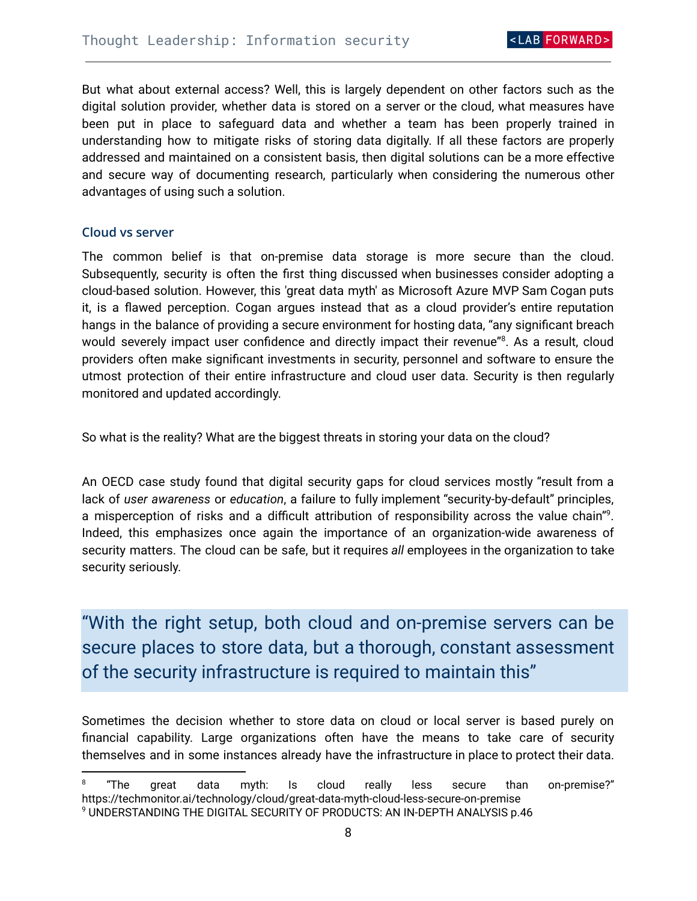But what about external access? Well, this is largely dependent on other factors such as the digital solution provider, whether data is stored on a server or the cloud, what measures have been put in place to safeguard data and whether a team has been properly trained in understanding how to mitigate risks of storing data digitally. If all these factors are properly addressed and maintained on a consistent basis, then digital solutions can be a more effective and secure way of documenting research, particularly when considering the numerous other advantages of using such a solution.

### Cloud vs server

The common belief is that on-premise data storage is more secure than the cloud. Subsequently, security is often the first thing discussed when businesses consider adopting a cloud-based solution. However, this 'great data myth' as Microsoft Azure MVP Sam Cogan puts it, is a flawed perception. Cogan argues instead that as a cloud provider's entire reputation hangs in the balance of providing a secure environment for hosting data, "any significant breach would severely impact user confidence and directly impact their revenue"[8]. As a result, cloud providers often make significant investments in security, personnel and software to ensure the utmost protection of their entire infrastructure and cloud user data. Security is then regularly monitored and updated accordingly.

So what is the reality? What are the biggest threats in storing your data on the cloud?

An OECD case study found that digital security gaps for cloud services mostly "result from a lack of *user awareness* or *education*, a failure to fully implement "security-by-default" principles, a misperception of risks and a difficult attribution of responsibility across the value chain"[9]. Indeed, this emphasizes once again the importance of an organization-wide awareness of security matters. The cloud can be safe, but it requires *all* employees in the organization to take security seriously.

> "With the right setup, both cloud and on-premise servers can be secure places to store data, but a thorough, constant assessment of the security infrastructure is required to maintain this"

Sometimes the decision whether to store data on cloud or local server is based purely on financial capability. Large organizations often have the means to take care of security themselves and in some instances already have the infrastructure in place to protect their data.

---

[8] "The great data myth: Is cloud really less secure than on-premise?" https://techmonitor.ai/technology/cloud/great-data-myth-cloud-less-secure-on-premise

[9] UNDERSTANDING THE DIGITAL SECURITY OF PRODUCTS: AN IN-DEPTH ANALYSIS p.46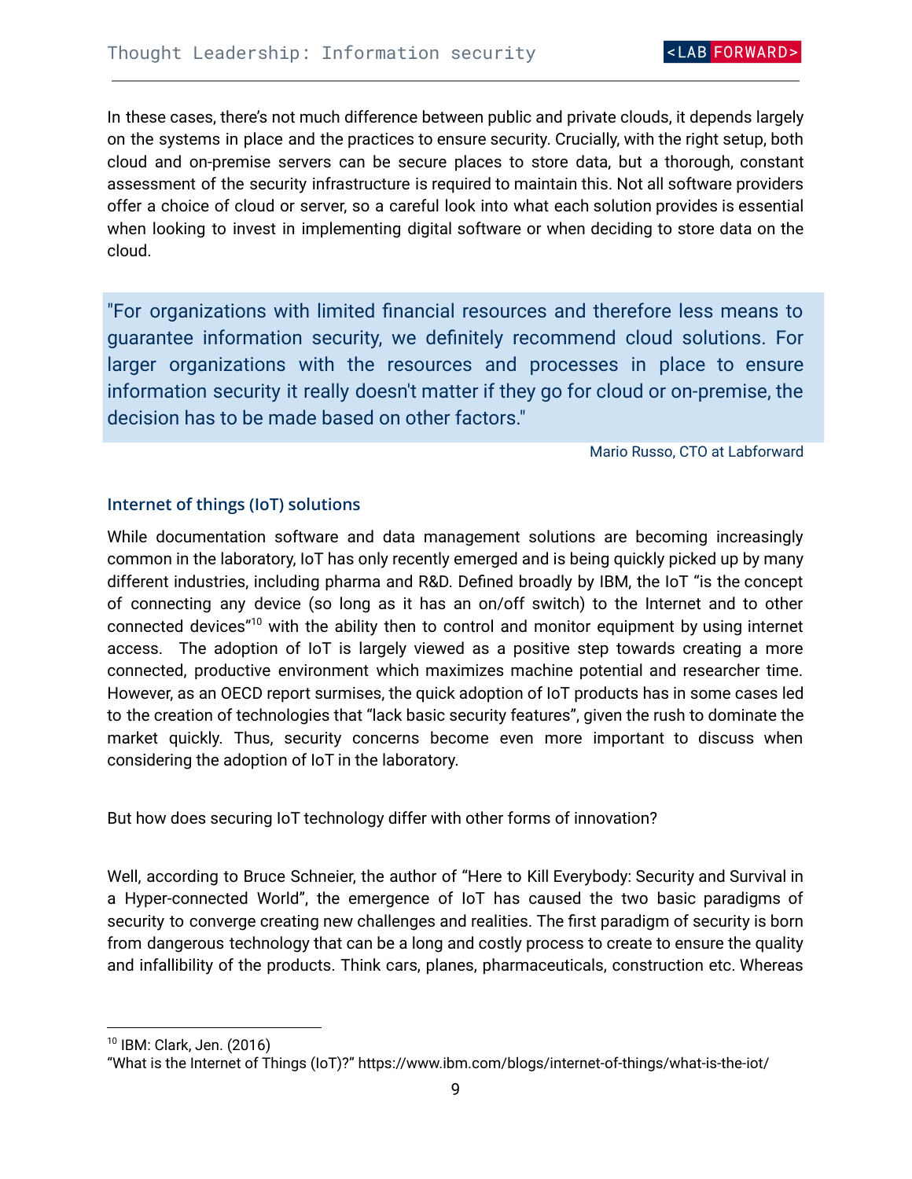In these cases, there's not much difference between public and private clouds, it depends largely on the systems in place and the practices to ensure security. Crucially, with the right setup, both cloud and on-premise servers can be secure places to store data, but a thorough, constant assessment of the security infrastructure is required to maintain this. Not all software providers offer a choice of cloud or server, so a careful look into what each solution provides is essential when looking to invest in implementing digital software or when deciding to store data on the cloud.

> "For organizations with limited financial resources and therefore less means to guarantee information security, we definitely recommend cloud solutions. For larger organizations with the resources and processes in place to ensure information security it really doesn't matter if they go for cloud or on-premise, the decision has to be made based on other factors."
>
> Mario Russo, CTO at Labforward

### Internet of things (IoT) solutions

While documentation software and data management solutions are becoming increasingly common in the laboratory, IoT has only recently emerged and is being quickly picked up by many different industries, including pharma and R&D. Defined broadly by IBM, the IoT "is the concept of connecting any device (so long as it has an on/off switch) to the Internet and to other connected devices"[10] with the ability then to control and monitor equipment by using internet access. The adoption of IoT is largely viewed as a positive step towards creating a more connected, productive environment which maximizes machine potential and researcher time. However, as an OECD report surmises, the quick adoption of IoT products has in some cases led to the creation of technologies that "lack basic security features", given the rush to dominate the market quickly. Thus, security concerns become even more important to discuss when considering the adoption of IoT in the laboratory.

But how does securing IoT technology differ with other forms of innovation?

Well, according to Bruce Schneier, the author of "Here to Kill Everybody: Security and Survival in a Hyper-connected World", the emergence of IoT has caused the two basic paradigms of security to converge creating new challenges and realities. The first paradigm of security is born from dangerous technology that can be a long and costly process to create to ensure the quality and infallibility of the products. Think cars, planes, pharmaceuticals, construction etc. Whereas

---

[10] IBM: Clark, Jen. (2016)
"What is the Internet of Things (IoT)?" https://www.ibm.com/blogs/internet-of-things/what-is-the-iot/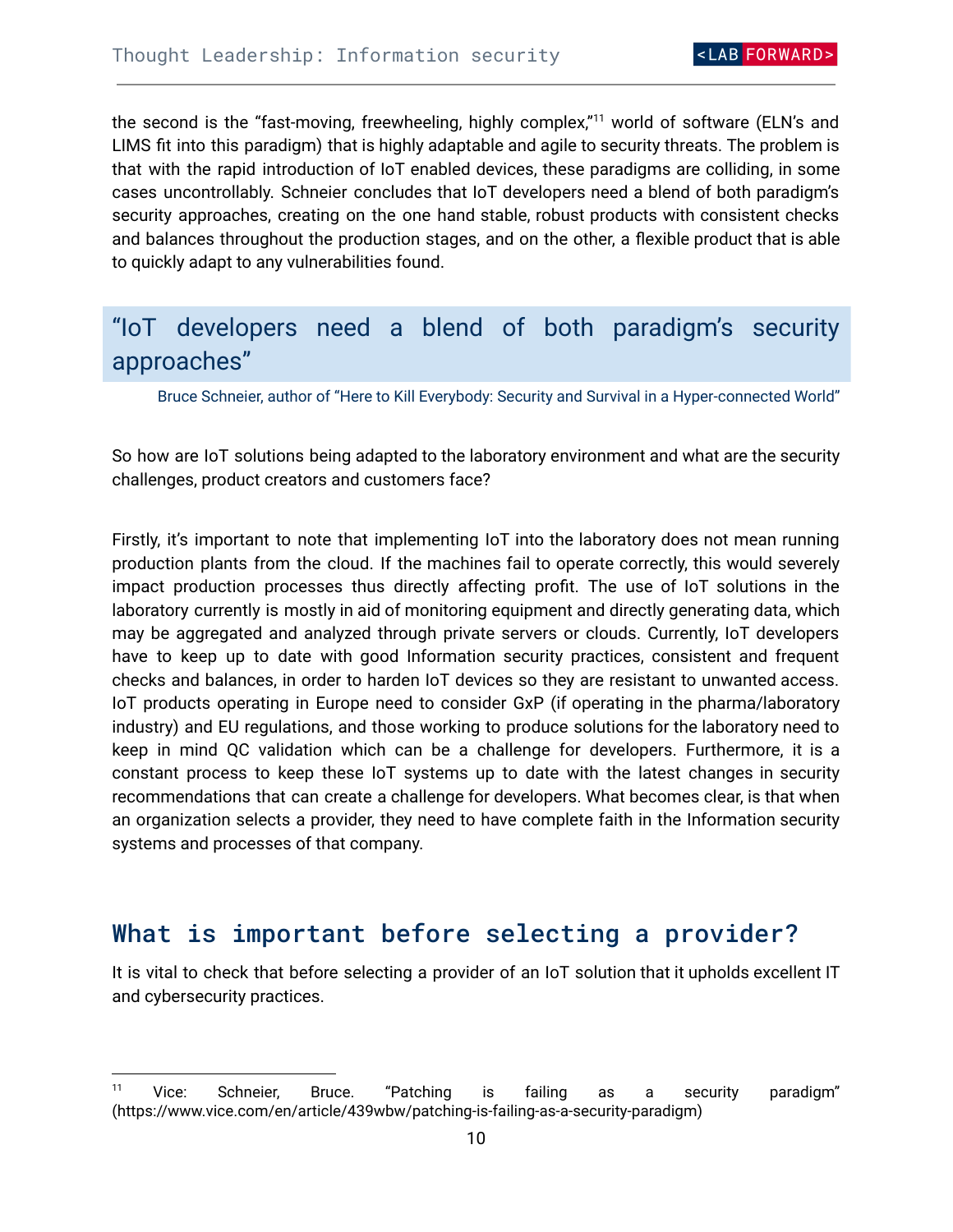the second is the "fast-moving, freewheeling, highly complex,"[11] world of software (ELN's and LIMS fit into this paradigm) that is highly adaptable and agile to security threats. The problem is that with the rapid introduction of IoT enabled devices, these paradigms are colliding, in some cases uncontrollably. Schneier concludes that IoT developers need a blend of both paradigm's security approaches, creating on the one hand stable, robust products with consistent checks and balances throughout the production stages, and on the other, a flexible product that is able to quickly adapt to any vulnerabilities found.

> "IoT developers need a blend of both paradigm's security approaches"
>
> Bruce Schneier, author of "Here to Kill Everybody: Security and Survival in a Hyper-connected World"

So how are IoT solutions being adapted to the laboratory environment and what are the security challenges, product creators and customers face?

Firstly, it's important to note that implementing IoT into the laboratory does not mean running production plants from the cloud. If the machines fail to operate correctly, this would severely impact production processes thus directly affecting profit. The use of IoT solutions in the laboratory currently is mostly in aid of monitoring equipment and directly generating data, which may be aggregated and analyzed through private servers or clouds. Currently, IoT developers have to keep up to date with good Information security practices, consistent and frequent checks and balances, in order to harden IoT devices so they are resistant to unwanted access. IoT products operating in Europe need to consider GxP (if operating in the pharma/laboratory industry) and EU regulations, and those working to produce solutions for the laboratory need to keep in mind QC validation which can be a challenge for developers. Furthermore, it is a constant process to keep these IoT systems up to date with the latest changes in security recommendations that can create a challenge for developers. What becomes clear, is that when an organization selects a provider, they need to have complete faith in the Information security systems and processes of that company.

## What is important before selecting a provider?

It is vital to check that before selecting a provider of an IoT solution that it upholds excellent IT and cybersecurity practices.

---

[11] Vice: Schneier, Bruce. "Patching is failing as a security paradigm" (https://www.vice.com/en/article/439wbw/patching-is-failing-as-a-security-paradigm)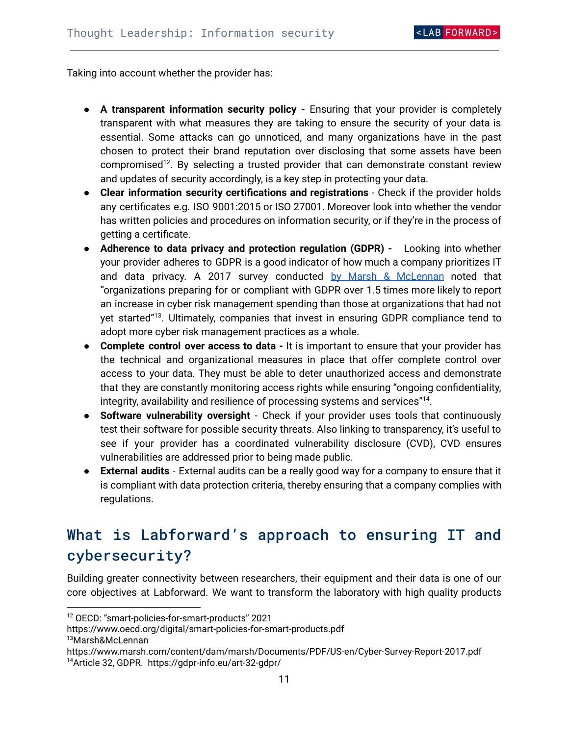Taking into account whether the provider has:

- **A transparent information security policy -** Ensuring that your provider is completely transparent with what measures they are taking to ensure the security of your data is essential. Some attacks can go unnoticed, and many organizations have in the past chosen to protect their brand reputation over disclosing that some assets have been compromised[12]. By selecting a trusted provider that can demonstrate constant review and updates of security accordingly, is a key step in protecting your data.
- **Clear information security certifications and registrations** - Check if the provider holds any certificates e.g. ISO 9001:2015 or ISO 27001. Moreover look into whether the vendor has written policies and procedures on information security, or if they're in the process of getting a certificate.
- **Adherence to data privacy and protection regulation (GDPR) -** Looking into whether your provider adheres to GDPR is a good indicator of how much a company prioritizes IT and data privacy. A 2017 survey conducted [by Marsh & McLennan]() noted that "organizations preparing for or compliant with GDPR over 1.5 times more likely to report an increase in cyber risk management spending than those at organizations that had not yet started"[13]. Ultimately, companies that invest in ensuring GDPR compliance tend to adopt more cyber risk management practices as a whole.
- **Complete control over access to data -** It is important to ensure that your provider has the technical and organizational measures in place that offer complete control over access to your data. They must be able to deter unauthorized access and demonstrate that they are constantly monitoring access rights while ensuring "ongoing confidentiality, integrity, availability and resilience of processing systems and services"[14].
- **Software vulnerability oversight** - Check if your provider uses tools that continuously test their software for possible security threats. Also linking to transparency, it's useful to see if your provider has a coordinated vulnerability disclosure (CVD), CVD ensures vulnerabilities are addressed prior to being made public.
- **External audits** - External audits can be a really good way for a company to ensure that it is compliant with data protection criteria, thereby ensuring that a company complies with regulations.

## What is Labforward's approach to ensuring IT and cybersecurity?

Building greater connectivity between researchers, their equipment and their data is one of our core objectives at Labforward. We want to transform the laboratory with high quality products

---

[12] OECD: "smart-policies-for-smart-products" 2021
https://www.oecd.org/digital/smart-policies-for-smart-products.pdf

[13] Marsh&McLennan
https://www.marsh.com/content/dam/marsh/Documents/PDF/US-en/Cyber-Survey-Report-2017.pdf

[14] Article 32, GDPR. https://gdpr-info.eu/art-32-gdpr/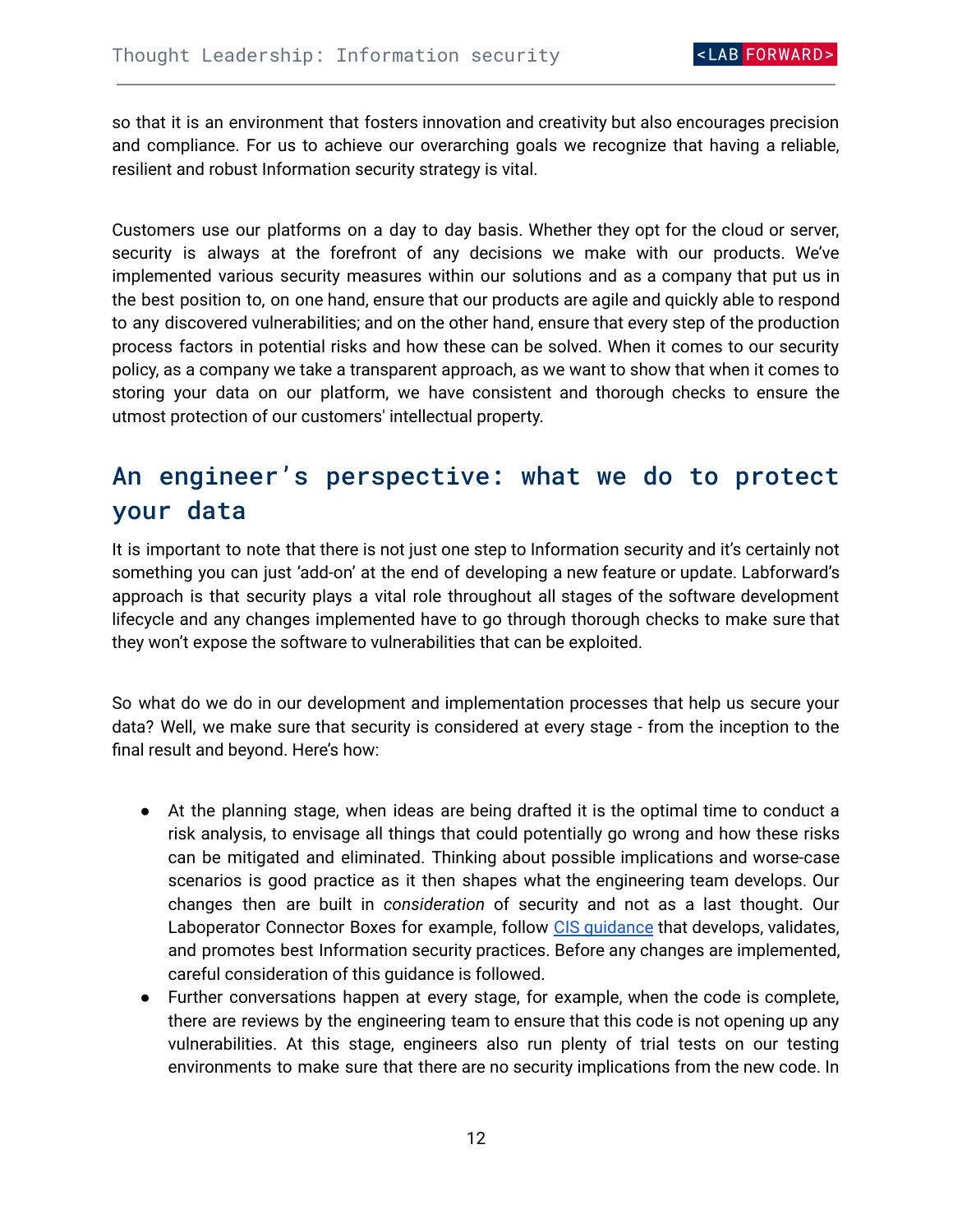so that it is an environment that fosters innovation and creativity but also encourages precision and compliance. For us to achieve our overarching goals we recognize that having a reliable, resilient and robust Information security strategy is vital.

Customers use our platforms on a day to day basis. Whether they opt for the cloud or server, security is always at the forefront of any decisions we make with our products. We've implemented various security measures within our solutions and as a company that put us in the best position to, on one hand, ensure that our products are agile and quickly able to respond to any discovered vulnerabilities; and on the other hand, ensure that every step of the production process factors in potential risks and how these can be solved. When it comes to our security policy, as a company we take a transparent approach, as we want to show that when it comes to storing your data on our platform, we have consistent and thorough checks to ensure the utmost protection of our customers' intellectual property.

## An engineer's perspective: what we do to protect your data

It is important to note that there is not just one step to Information security and it's certainly not something you can just 'add-on' at the end of developing a new feature or update. Labforward's approach is that security plays a vital role throughout all stages of the software development lifecycle and any changes implemented have to go through thorough checks to make sure that they won't expose the software to vulnerabilities that can be exploited.

So what do we do in our development and implementation processes that help us secure your data? Well, we make sure that security is considered at every stage - from the inception to the final result and beyond. Here's how:

- At the planning stage, when ideas are being drafted it is the optimal time to conduct a risk analysis, to envisage all things that could potentially go wrong and how these risks can be mitigated and eliminated. Thinking about possible implications and worse-case scenarios is good practice as it then shapes what the engineering team develops. Our changes then are built in *consideration* of security and not as a last thought. Our Laboperator Connector Boxes for example, follow CIS guidance that develops, validates, and promotes best Information security practices. Before any changes are implemented, careful consideration of this guidance is followed.
- Further conversations happen at every stage, for example, when the code is complete, there are reviews by the engineering team to ensure that this code is not opening up any vulnerabilities. At this stage, engineers also run plenty of trial tests on our testing environments to make sure that there are no security implications from the new code. In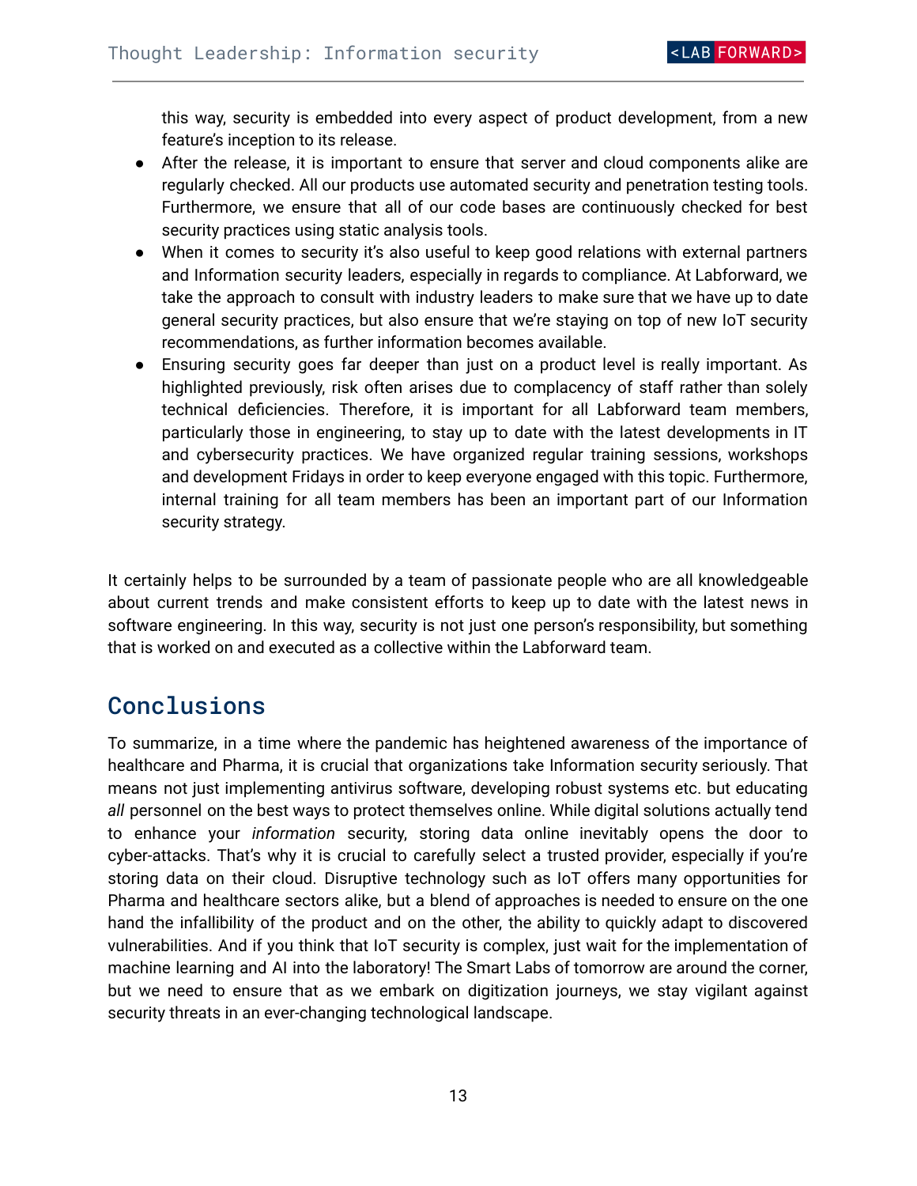this way, security is embedded into every aspect of product development, from a new feature's inception to its release.

- After the release, it is important to ensure that server and cloud components alike are regularly checked. All our products use automated security and penetration testing tools. Furthermore, we ensure that all of our code bases are continuously checked for best security practices using static analysis tools.
- When it comes to security it's also useful to keep good relations with external partners and Information security leaders, especially in regards to compliance. At Labforward, we take the approach to consult with industry leaders to make sure that we have up to date general security practices, but also ensure that we're staying on top of new IoT security recommendations, as further information becomes available.
- Ensuring security goes far deeper than just on a product level is really important. As highlighted previously, risk often arises due to complacency of staff rather than solely technical deficiencies. Therefore, it is important for all Labforward team members, particularly those in engineering, to stay up to date with the latest developments in IT and cybersecurity practices. We have organized regular training sessions, workshops and development Fridays in order to keep everyone engaged with this topic. Furthermore, internal training for all team members has been an important part of our Information security strategy.

It certainly helps to be surrounded by a team of passionate people who are all knowledgeable about current trends and make consistent efforts to keep up to date with the latest news in software engineering. In this way, security is not just one person's responsibility, but something that is worked on and executed as a collective within the Labforward team.

## Conclusions

To summarize, in a time where the pandemic has heightened awareness of the importance of healthcare and Pharma, it is crucial that organizations take Information security seriously. That means not just implementing antivirus software, developing robust systems etc. but educating *all* personnel on the best ways to protect themselves online. While digital solutions actually tend to enhance your *information* security, storing data online inevitably opens the door to cyber-attacks. That's why it is crucial to carefully select a trusted provider, especially if you're storing data on their cloud. Disruptive technology such as IoT offers many opportunities for Pharma and healthcare sectors alike, but a blend of approaches is needed to ensure on the one hand the infallibility of the product and on the other, the ability to quickly adapt to discovered vulnerabilities. And if you think that IoT security is complex, just wait for the implementation of machine learning and AI into the laboratory! The Smart Labs of tomorrow are around the corner, but we need to ensure that as we embark on digitization journeys, we stay vigilant against security threats in an ever-changing technological landscape.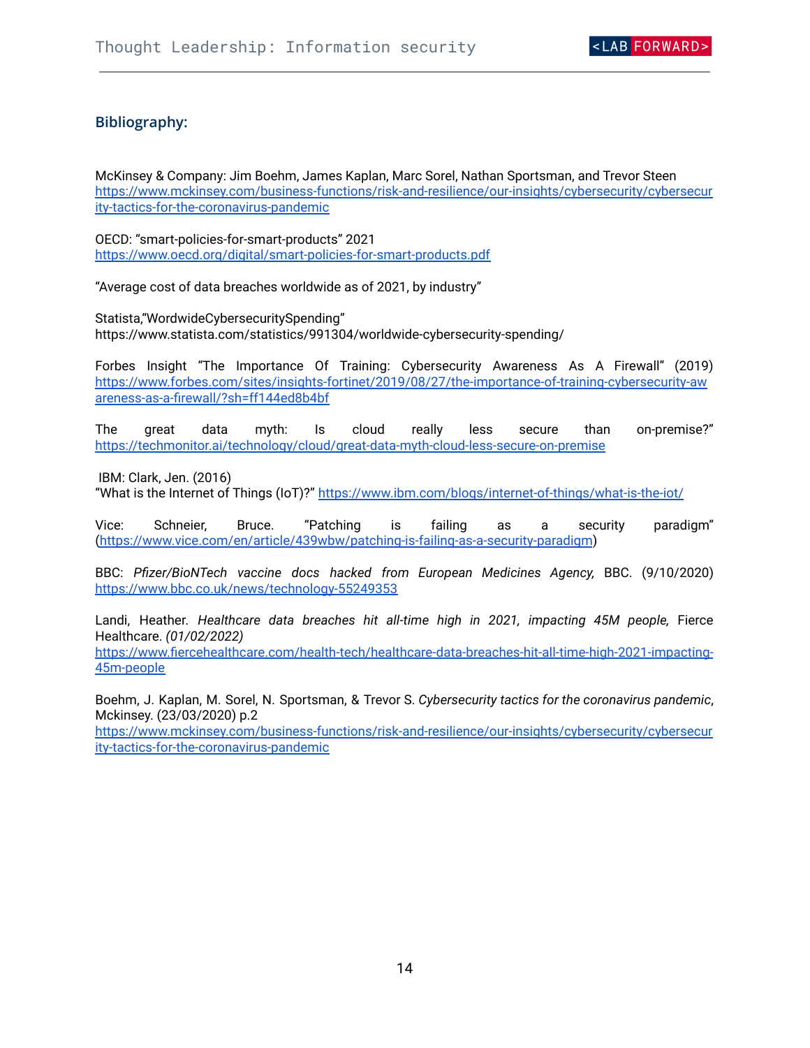### Bibliography:

McKinsey & Company: Jim Boehm, James Kaplan, Marc Sorel, Nathan Sportsman, and Trevor Steen
https://www.mckinsey.com/business-functions/risk-and-resilience/our-insights/cybersecurity/cybersecurity-tactics-for-the-coronavirus-pandemic

OECD: "smart-policies-for-smart-products" 2021
https://www.oecd.org/digital/smart-policies-for-smart-products.pdf

"Average cost of data breaches worldwide as of 2021, by industry"

Statista,"WordwideCybersecuritySpending"
https://www.statista.com/statistics/991304/worldwide-cybersecurity-spending/

Forbes Insight "The Importance Of Training: Cybersecurity Awareness As A Firewall" (2019)
https://www.forbes.com/sites/insights-fortinet/2019/08/27/the-importance-of-training-cybersecurity-awareness-as-a-firewall/?sh=ff144ed8b4bf

The great data myth: Is cloud really less secure than on-premise?"
https://techmonitor.ai/technology/cloud/great-data-myth-cloud-less-secure-on-premise

IBM: Clark, Jen. (2016)
"What is the Internet of Things (IoT)?" https://www.ibm.com/blogs/internet-of-things/what-is-the-iot/

Vice: Schneier, Bruce. "Patching is failing as a security paradigm" (https://www.vice.com/en/article/439wbw/patching-is-failing-as-a-security-paradigm)

BBC: *Pfizer/BioNTech vaccine docs hacked from European Medicines Agency,* BBC. (9/10/2020)
https://www.bbc.co.uk/news/technology-55249353

Landi, Heather. *Healthcare data breaches hit all-time high in 2021, impacting 45M people,* Fierce Healthcare. *(01/02/2022)*
https://www.fiercehealthcare.com/health-tech/healthcare-data-breaches-hit-all-time-high-2021-impacting-45m-people

Boehm, J. Kaplan, M. Sorel, N. Sportsman, & Trevor S. *Cybersecurity tactics for the coronavirus pandemic*, Mckinsey. (23/03/2020) p.2
https://www.mckinsey.com/business-functions/risk-and-resilience/our-insights/cybersecurity/cybersecurity-tactics-for-the-coronavirus-pandemic